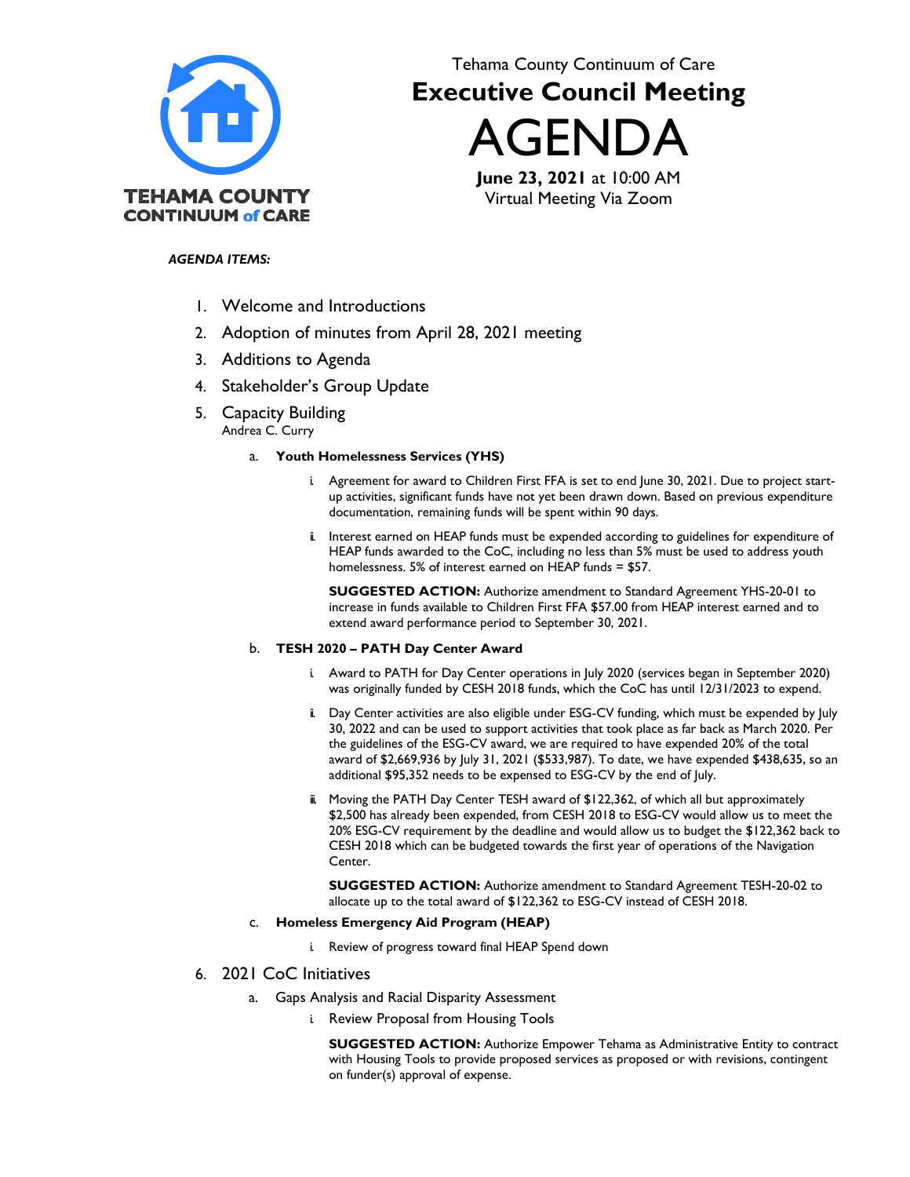TEHAMA COUNTY CONTINUUM of CARE

Tehama County Continuum of Care

# Executive Council Meeting

# AGENDA

**June 23, 2021** at 10:00 AM
Virtual Meeting Via Zoom

***AGENDA ITEMS:***

1. Welcome and Introductions
2. Adoption of minutes from April 28, 2021 meeting
3. Additions to Agenda
4. Stakeholder's Group Update
5. Capacity Building
   Andrea C. Curry
   a. **Youth Homelessness Services (YHS)**
      i. Agreement for award to Children First FFA is set to end June 30, 2021. Due to project start-up activities, significant funds have not yet been drawn down. Based on previous expenditure documentation, remaining funds will be spent within 90 days.
      ii. Interest earned on HEAP funds must be expended according to guidelines for expenditure of HEAP funds awarded to the CoC, including no less than 5% must be used to address youth homelessness. 5% of interest earned on HEAP funds = $57.

         **SUGGESTED ACTION:** Authorize amendment to Standard Agreement YHS-20-01 to increase in funds available to Children First FFA $57.00 from HEAP interest earned and to extend award performance period to September 30, 2021.
   b. **TESH 2020 – PATH Day Center Award**
      i. Award to PATH for Day Center operations in July 2020 (services began in September 2020) was originally funded by CESH 2018 funds, which the CoC has until 12/31/2023 to expend.
      ii. Day Center activities are also eligible under ESG-CV funding, which must be expended by July 30, 2022 and can be used to support activities that took place as far back as March 2020. Per the guidelines of the ESG-CV award, we are required to have expended 20% of the total award of $2,669,936 by July 31, 2021 ($533,987). To date, we have expended $438,635, so an additional $95,352 needs to be expensed to ESG-CV by the end of July.
      iii. Moving the PATH Day Center TESH award of $122,362, of which all but approximately $2,500 has already been expended, from CESH 2018 to ESG-CV would allow us to meet the 20% ESG-CV requirement by the deadline and would allow us to budget the $122,362 back to CESH 2018 which can be budgeted towards the first year of operations of the Navigation Center.

         **SUGGESTED ACTION:** Authorize amendment to Standard Agreement TESH-20-02 to allocate up to the total award of $122,362 to ESG-CV instead of CESH 2018.
   c. **Homeless Emergency Aid Program (HEAP)**
      i. Review of progress toward final HEAP Spend down
6. 2021 CoC Initiatives
   a. Gaps Analysis and Racial Disparity Assessment
      i. Review Proposal from Housing Tools

         **SUGGESTED ACTION:** Authorize Empower Tehama as Administrative Entity to contract with Housing Tools to provide proposed services as proposed or with revisions, contingent on funder(s) approval of expense.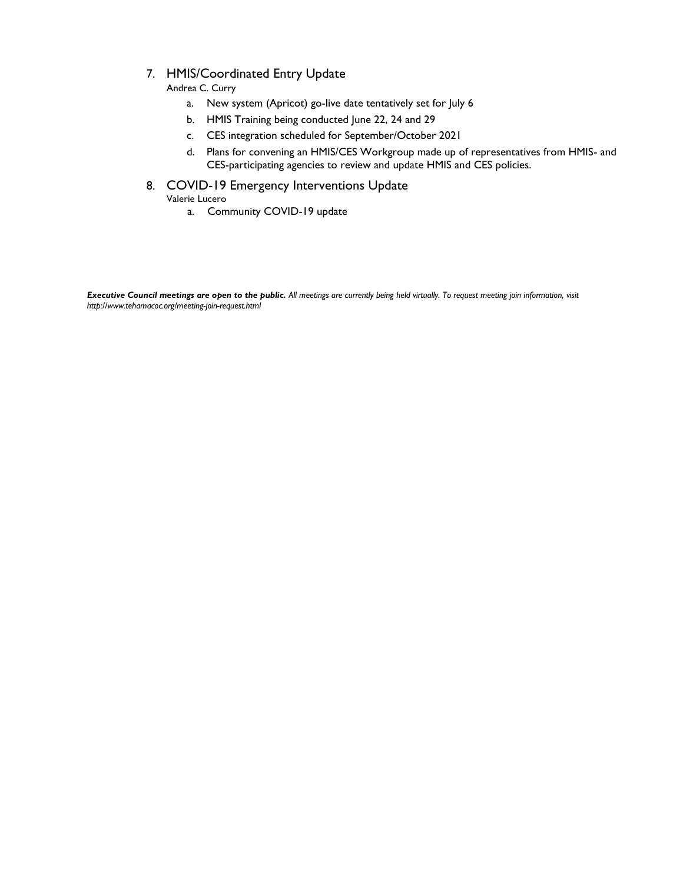7. HMIS/Coordinated Entry Update

   Andrea C. Curry

   a. New system (Apricot) go-live date tentatively set for July 6
   b. HMIS Training being conducted June 22, 24 and 29
   c. CES integration scheduled for September/October 2021
   d. Plans for convening an HMIS/CES Workgroup made up of representatives from HMIS- and CES-participating agencies to review and update HMIS and CES policies.

8. COVID-19 Emergency Interventions Update

   Valerie Lucero

   a. Community COVID-19 update

***Executive Council meetings are open to the public.*** *All meetings are currently being held virtually. To request meeting join information, visit http://www.tehamacoc.org/meeting-join-request.html*